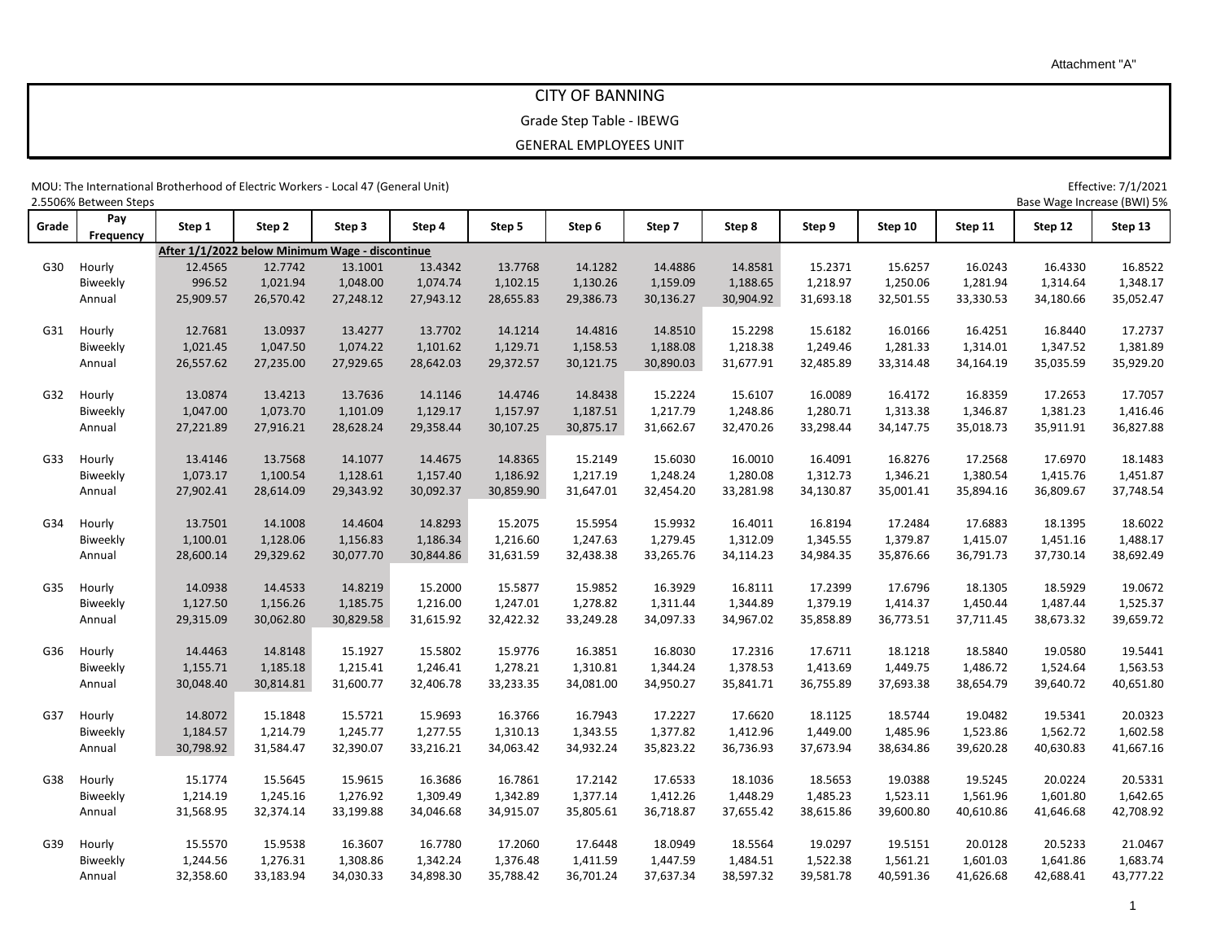Attachment "A"

# CITY OF BANNING

## Grade Step Table - IBEWG

## GENERAL EMPLOYEES UNIT

MOU: The International Brotherhood of Electric Workers - Local 47 (General Unit)

Effective: 7/1/2021

2.5506% Between Steps

Base Wage Increase (BWI) 5%

| Grade | Pay Frequency | Step 1 | Step 2 | Step 3 | Step 4 | Step 5 | Step 6 | Step 7 | Step 8 | Step 9 | Step 10 | Step 11 | Step 12 | Step 13 |
|---|---|---|---|---|---|---|---|---|---|---|---|---|---|---|
| | | **After 1/1/2022 below Minimum Wage - discontinue** | | | | | | | | | | | | |
| G30 | Hourly | 12.4565 | 12.7742 | 13.1001 | 13.4342 | 13.7768 | 14.1282 | 14.4886 | 14.8581 | 15.2371 | 15.6257 | 16.0243 | 16.4330 | 16.8522 |
| | Biweekly | 996.52 | 1,021.94 | 1,048.00 | 1,074.74 | 1,102.15 | 1,130.26 | 1,159.09 | 1,188.65 | 1,218.97 | 1,250.06 | 1,281.94 | 1,314.64 | 1,348.17 |
| | Annual | 25,909.57 | 26,570.42 | 27,248.12 | 27,943.12 | 28,655.83 | 29,386.73 | 30,136.27 | 30,904.92 | 31,693.18 | 32,501.55 | 33,330.53 | 34,180.66 | 35,052.47 |
| G31 | Hourly | 12.7681 | 13.0937 | 13.4277 | 13.7702 | 14.1214 | 14.4816 | 14.8510 | 15.2298 | 15.6182 | 16.0166 | 16.4251 | 16.8440 | 17.2737 |
| | Biweekly | 1,021.45 | 1,047.50 | 1,074.22 | 1,101.62 | 1,129.71 | 1,158.53 | 1,188.08 | 1,218.38 | 1,249.46 | 1,281.33 | 1,314.01 | 1,347.52 | 1,381.89 |
| | Annual | 26,557.62 | 27,235.00 | 27,929.65 | 28,642.03 | 29,372.57 | 30,121.75 | 30,890.03 | 31,677.91 | 32,485.89 | 33,314.48 | 34,164.19 | 35,035.59 | 35,929.20 |
| G32 | Hourly | 13.0874 | 13.4213 | 13.7636 | 14.1146 | 14.4746 | 14.8438 | 15.2224 | 15.6107 | 16.0089 | 16.4172 | 16.8359 | 17.2653 | 17.7057 |
| | Biweekly | 1,047.00 | 1,073.70 | 1,101.09 | 1,129.17 | 1,157.97 | 1,187.51 | 1,217.79 | 1,248.86 | 1,280.71 | 1,313.38 | 1,346.87 | 1,381.23 | 1,416.46 |
| | Annual | 27,221.89 | 27,916.21 | 28,628.24 | 29,358.44 | 30,107.25 | 30,875.17 | 31,662.67 | 32,470.26 | 33,298.44 | 34,147.75 | 35,018.73 | 35,911.91 | 36,827.88 |
| G33 | Hourly | 13.4146 | 13.7568 | 14.1077 | 14.4675 | 14.8365 | 15.2149 | 15.6030 | 16.0010 | 16.4091 | 16.8276 | 17.2568 | 17.6970 | 18.1483 |
| | Biweekly | 1,073.17 | 1,100.54 | 1,128.61 | 1,157.40 | 1,186.92 | 1,217.19 | 1,248.24 | 1,280.08 | 1,312.73 | 1,346.21 | 1,380.54 | 1,415.76 | 1,451.87 |
| | Annual | 27,902.41 | 28,614.09 | 29,343.92 | 30,092.37 | 30,859.90 | 31,647.01 | 32,454.20 | 33,281.98 | 34,130.87 | 35,001.41 | 35,894.16 | 36,809.67 | 37,748.54 |
| G34 | Hourly | 13.7501 | 14.1008 | 14.4604 | 14.8293 | 15.2075 | 15.5954 | 15.9932 | 16.4011 | 16.8194 | 17.2484 | 17.6883 | 18.1395 | 18.6022 |
| | Biweekly | 1,100.01 | 1,128.06 | 1,156.83 | 1,186.34 | 1,216.60 | 1,247.63 | 1,279.45 | 1,312.09 | 1,345.55 | 1,379.87 | 1,415.07 | 1,451.16 | 1,488.17 |
| | Annual | 28,600.14 | 29,329.62 | 30,077.70 | 30,844.86 | 31,631.59 | 32,438.38 | 33,265.76 | 34,114.23 | 34,984.35 | 35,876.66 | 36,791.73 | 37,730.14 | 38,692.49 |
| G35 | Hourly | 14.0938 | 14.4533 | 14.8219 | 15.2000 | 15.5877 | 15.9852 | 16.3929 | 16.8111 | 17.2399 | 17.6796 | 18.1305 | 18.5929 | 19.0672 |
| | Biweekly | 1,127.50 | 1,156.26 | 1,185.75 | 1,216.00 | 1,247.01 | 1,278.82 | 1,311.44 | 1,344.89 | 1,379.19 | 1,414.37 | 1,450.44 | 1,487.44 | 1,525.37 |
| | Annual | 29,315.09 | 30,062.80 | 30,829.58 | 31,615.92 | 32,422.32 | 33,249.28 | 34,097.33 | 34,967.02 | 35,858.89 | 36,773.51 | 37,711.45 | 38,673.32 | 39,659.72 |
| G36 | Hourly | 14.4463 | 14.8148 | 15.1927 | 15.5802 | 15.9776 | 16.3851 | 16.8030 | 17.2316 | 17.6711 | 18.1218 | 18.5840 | 19.0580 | 19.5441 |
| | Biweekly | 1,155.71 | 1,185.18 | 1,215.41 | 1,246.41 | 1,278.21 | 1,310.81 | 1,344.24 | 1,378.53 | 1,413.69 | 1,449.75 | 1,486.72 | 1,524.64 | 1,563.53 |
| | Annual | 30,048.40 | 30,814.81 | 31,600.77 | 32,406.78 | 33,233.35 | 34,081.00 | 34,950.27 | 35,841.71 | 36,755.89 | 37,693.38 | 38,654.79 | 39,640.72 | 40,651.80 |
| G37 | Hourly | 14.8072 | 15.1848 | 15.5721 | 15.9693 | 16.3766 | 16.7943 | 17.2227 | 17.6620 | 18.1125 | 18.5744 | 19.0482 | 19.5341 | 20.0323 |
| | Biweekly | 1,184.57 | 1,214.79 | 1,245.77 | 1,277.55 | 1,310.13 | 1,343.55 | 1,377.82 | 1,412.96 | 1,449.00 | 1,485.96 | 1,523.86 | 1,562.72 | 1,602.58 |
| | Annual | 30,798.92 | 31,584.47 | 32,390.07 | 33,216.21 | 34,063.42 | 34,932.24 | 35,823.22 | 36,736.93 | 37,673.94 | 38,634.86 | 39,620.28 | 40,630.83 | 41,667.16 |
| G38 | Hourly | 15.1774 | 15.5645 | 15.9615 | 16.3686 | 16.7861 | 17.2142 | 17.6533 | 18.1036 | 18.5653 | 19.0388 | 19.5245 | 20.0224 | 20.5331 |
| | Biweekly | 1,214.19 | 1,245.16 | 1,276.92 | 1,309.49 | 1,342.89 | 1,377.14 | 1,412.26 | 1,448.29 | 1,485.23 | 1,523.11 | 1,561.96 | 1,601.80 | 1,642.65 |
| | Annual | 31,568.95 | 32,374.14 | 33,199.88 | 34,046.68 | 34,915.07 | 35,805.61 | 36,718.87 | 37,655.42 | 38,615.86 | 39,600.80 | 40,610.86 | 41,646.68 | 42,708.92 |
| G39 | Hourly | 15.5570 | 15.9538 | 16.3607 | 16.7780 | 17.2060 | 17.6448 | 18.0949 | 18.5564 | 19.0297 | 19.5151 | 20.0128 | 20.5233 | 21.0467 |
| | Biweekly | 1,244.56 | 1,276.31 | 1,308.86 | 1,342.24 | 1,376.48 | 1,411.59 | 1,447.59 | 1,484.51 | 1,522.38 | 1,561.21 | 1,601.03 | 1,641.86 | 1,683.74 |
| | Annual | 32,358.60 | 33,183.94 | 34,030.33 | 34,898.30 | 35,788.42 | 36,701.24 | 37,637.34 | 38,597.32 | 39,581.78 | 40,591.36 | 41,626.68 | 42,688.41 | 43,777.22 |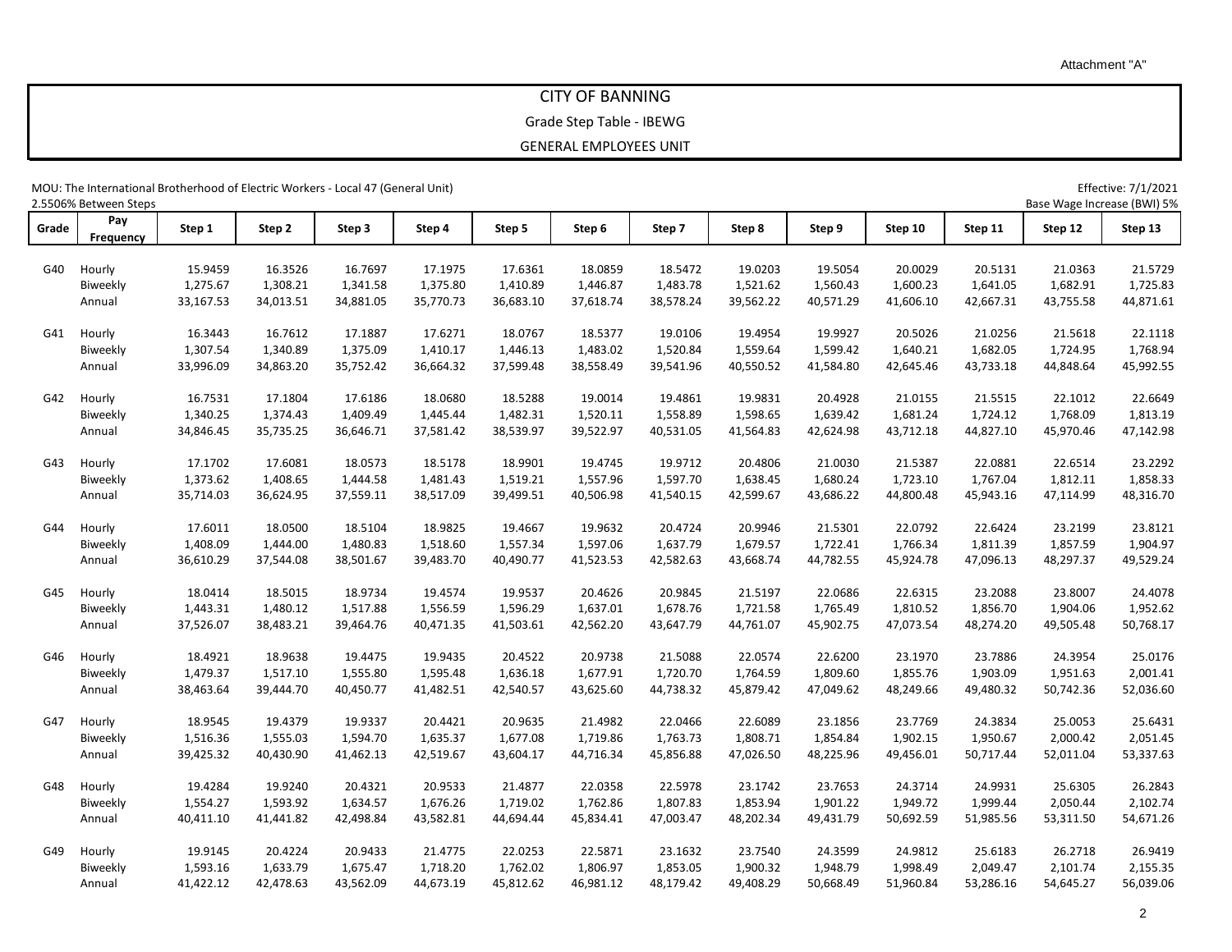Attachment "A"

# CITY OF BANNING

## Grade Step Table - IBEWG

### GENERAL EMPLOYEES UNIT

MOU: The International Brotherhood of Electric Workers - Local 47 (General Unit)

Effective: 7/1/2021

2.5506% Between Steps

Base Wage Increase (BWI) 5%

| Grade | Pay Frequency | Step 1 | Step 2 | Step 3 | Step 4 | Step 5 | Step 6 | Step 7 | Step 8 | Step 9 | Step 10 | Step 11 | Step 12 | Step 13 |
|---|---|---|---|---|---|---|---|---|---|---|---|---|---|---|
| G40 | Hourly | 15.9459 | 16.3526 | 16.7697 | 17.1975 | 17.6361 | 18.0859 | 18.5472 | 19.0203 | 19.5054 | 20.0029 | 20.5131 | 21.0363 | 21.5729 |
| | Biweekly | 1,275.67 | 1,308.21 | 1,341.58 | 1,375.80 | 1,410.89 | 1,446.87 | 1,483.78 | 1,521.62 | 1,560.43 | 1,600.23 | 1,641.05 | 1,682.91 | 1,725.83 |
| | Annual | 33,167.53 | 34,013.51 | 34,881.05 | 35,770.73 | 36,683.10 | 37,618.74 | 38,578.24 | 39,562.22 | 40,571.29 | 41,606.10 | 42,667.31 | 43,755.58 | 44,871.61 |
| G41 | Hourly | 16.3443 | 16.7612 | 17.1887 | 17.6271 | 18.0767 | 18.5377 | 19.0106 | 19.4954 | 19.9927 | 20.5026 | 21.0256 | 21.5618 | 22.1118 |
| | Biweekly | 1,307.54 | 1,340.89 | 1,375.09 | 1,410.17 | 1,446.13 | 1,483.02 | 1,520.84 | 1,559.64 | 1,599.42 | 1,640.21 | 1,682.05 | 1,724.95 | 1,768.94 |
| | Annual | 33,996.09 | 34,863.20 | 35,752.42 | 36,664.32 | 37,599.48 | 38,558.49 | 39,541.96 | 40,550.52 | 41,584.80 | 42,645.46 | 43,733.18 | 44,848.64 | 45,992.55 |
| G42 | Hourly | 16.7531 | 17.1804 | 17.6186 | 18.0680 | 18.5288 | 19.0014 | 19.4861 | 19.9831 | 20.4928 | 21.0155 | 21.5515 | 22.1012 | 22.6649 |
| | Biweekly | 1,340.25 | 1,374.43 | 1,409.49 | 1,445.44 | 1,482.31 | 1,520.11 | 1,558.89 | 1,598.65 | 1,639.42 | 1,681.24 | 1,724.12 | 1,768.09 | 1,813.19 |
| | Annual | 34,846.45 | 35,735.25 | 36,646.71 | 37,581.42 | 38,539.97 | 39,522.97 | 40,531.05 | 41,564.83 | 42,624.98 | 43,712.18 | 44,827.10 | 45,970.46 | 47,142.98 |
| G43 | Hourly | 17.1702 | 17.6081 | 18.0573 | 18.5178 | 18.9901 | 19.4745 | 19.9712 | 20.4806 | 21.0030 | 21.5387 | 22.0881 | 22.6514 | 23.2292 |
| | Biweekly | 1,373.62 | 1,408.65 | 1,444.58 | 1,481.43 | 1,519.21 | 1,557.96 | 1,597.70 | 1,638.45 | 1,680.24 | 1,723.10 | 1,767.04 | 1,812.11 | 1,858.33 |
| | Annual | 35,714.03 | 36,624.95 | 37,559.11 | 38,517.09 | 39,499.51 | 40,506.98 | 41,540.15 | 42,599.67 | 43,686.22 | 44,800.48 | 45,943.16 | 47,114.99 | 48,316.70 |
| G44 | Hourly | 17.6011 | 18.0500 | 18.5104 | 18.9825 | 19.4667 | 19.9632 | 20.4724 | 20.9946 | 21.5301 | 22.0792 | 22.6424 | 23.2199 | 23.8121 |
| | Biweekly | 1,408.09 | 1,444.00 | 1,480.83 | 1,518.60 | 1,557.34 | 1,597.06 | 1,637.79 | 1,679.57 | 1,722.41 | 1,766.34 | 1,811.39 | 1,857.59 | 1,904.97 |
| | Annual | 36,610.29 | 37,544.08 | 38,501.67 | 39,483.70 | 40,490.77 | 41,523.53 | 42,582.63 | 43,668.74 | 44,782.55 | 45,924.78 | 47,096.13 | 48,297.37 | 49,529.24 |
| G45 | Hourly | 18.0414 | 18.5015 | 18.9734 | 19.4574 | 19.9537 | 20.4626 | 20.9845 | 21.5197 | 22.0686 | 22.6315 | 23.2088 | 23.8007 | 24.4078 |
| | Biweekly | 1,443.31 | 1,480.12 | 1,517.88 | 1,556.59 | 1,596.29 | 1,637.01 | 1,678.76 | 1,721.58 | 1,765.49 | 1,810.52 | 1,856.70 | 1,904.06 | 1,952.62 |
| | Annual | 37,526.07 | 38,483.21 | 39,464.76 | 40,471.35 | 41,503.61 | 42,562.20 | 43,647.79 | 44,761.07 | 45,902.75 | 47,073.54 | 48,274.20 | 49,505.48 | 50,768.17 |
| G46 | Hourly | 18.4921 | 18.9638 | 19.4475 | 19.9435 | 20.4522 | 20.9738 | 21.5088 | 22.0574 | 22.6200 | 23.1970 | 23.7886 | 24.3954 | 25.0176 |
| | Biweekly | 1,479.37 | 1,517.10 | 1,555.80 | 1,595.48 | 1,636.18 | 1,677.91 | 1,720.70 | 1,764.59 | 1,809.60 | 1,855.76 | 1,903.09 | 1,951.63 | 2,001.41 |
| | Annual | 38,463.64 | 39,444.70 | 40,450.77 | 41,482.51 | 42,540.57 | 43,625.60 | 44,738.32 | 45,879.42 | 47,049.62 | 48,249.66 | 49,480.32 | 50,742.36 | 52,036.60 |
| G47 | Hourly | 18.9545 | 19.4379 | 19.9337 | 20.4421 | 20.9635 | 21.4982 | 22.0466 | 22.6089 | 23.1856 | 23.7769 | 24.3834 | 25.0053 | 25.6431 |
| | Biweekly | 1,516.36 | 1,555.03 | 1,594.70 | 1,635.37 | 1,677.08 | 1,719.86 | 1,763.73 | 1,808.71 | 1,854.84 | 1,902.15 | 1,950.67 | 2,000.42 | 2,051.45 |
| | Annual | 39,425.32 | 40,430.90 | 41,462.13 | 42,519.67 | 43,604.17 | 44,716.34 | 45,856.88 | 47,026.50 | 48,225.96 | 49,456.01 | 50,717.44 | 52,011.04 | 53,337.63 |
| G48 | Hourly | 19.4284 | 19.9240 | 20.4321 | 20.9533 | 21.4877 | 22.0358 | 22.5978 | 23.1742 | 23.7653 | 24.3714 | 24.9931 | 25.6305 | 26.2843 |
| | Biweekly | 1,554.27 | 1,593.92 | 1,634.57 | 1,676.26 | 1,719.02 | 1,762.86 | 1,807.83 | 1,853.94 | 1,901.22 | 1,949.72 | 1,999.44 | 2,050.44 | 2,102.74 |
| | Annual | 40,411.10 | 41,441.82 | 42,498.84 | 43,582.81 | 44,694.44 | 45,834.41 | 47,003.47 | 48,202.34 | 49,431.79 | 50,692.59 | 51,985.56 | 53,311.50 | 54,671.26 |
| G49 | Hourly | 19.9145 | 20.4224 | 20.9433 | 21.4775 | 22.0253 | 22.5871 | 23.1632 | 23.7540 | 24.3599 | 24.9812 | 25.6183 | 26.2718 | 26.9419 |
| | Biweekly | 1,593.16 | 1,633.79 | 1,675.47 | 1,718.20 | 1,762.02 | 1,806.97 | 1,853.05 | 1,900.32 | 1,948.79 | 1,998.49 | 2,049.47 | 2,101.74 | 2,155.35 |
| | Annual | 41,422.12 | 42,478.63 | 43,562.09 | 44,673.19 | 45,812.62 | 46,981.12 | 48,179.42 | 49,408.29 | 50,668.49 | 51,960.84 | 53,286.16 | 54,645.27 | 56,039.06 |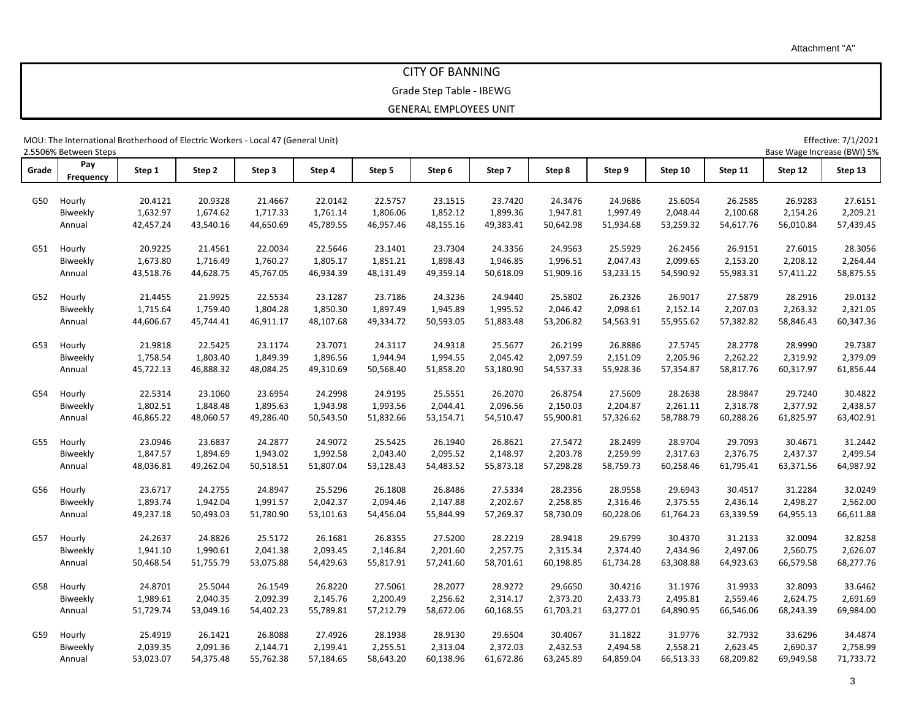Attachment "A"

# CITY OF BANNING

## Grade Step Table - IBEWG

## GENERAL EMPLOYEES UNIT

MOU: The International Brotherhood of Electric Workers - Local 47 (General Unit)

Effective: 7/1/2021

2.5506% Between Steps

Base Wage Increase (BWI) 5%

| Grade | Pay Frequency | Step 1 | Step 2 | Step 3 | Step 4 | Step 5 | Step 6 | Step 7 | Step 8 | Step 9 | Step 10 | Step 11 | Step 12 | Step 13 |
|---|---|---|---|---|---|---|---|---|---|---|---|---|---|---|
| G50 | Hourly | 20.4121 | 20.9328 | 21.4667 | 22.0142 | 22.5757 | 23.1515 | 23.7420 | 24.3476 | 24.9686 | 25.6054 | 26.2585 | 26.9283 | 27.6151 |
| | Biweekly | 1,632.97 | 1,674.62 | 1,717.33 | 1,761.14 | 1,806.06 | 1,852.12 | 1,899.36 | 1,947.81 | 1,997.49 | 2,048.44 | 2,100.68 | 2,154.26 | 2,209.21 |
| | Annual | 42,457.24 | 43,540.16 | 44,650.69 | 45,789.55 | 46,957.46 | 48,155.16 | 49,383.41 | 50,642.98 | 51,934.68 | 53,259.32 | 54,617.76 | 56,010.84 | 57,439.45 |
| G51 | Hourly | 20.9225 | 21.4561 | 22.0034 | 22.5646 | 23.1401 | 23.7304 | 24.3356 | 24.9563 | 25.5929 | 26.2456 | 26.9151 | 27.6015 | 28.3056 |
| | Biweekly | 1,673.80 | 1,716.49 | 1,760.27 | 1,805.17 | 1,851.21 | 1,898.43 | 1,946.85 | 1,996.51 | 2,047.43 | 2,099.65 | 2,153.20 | 2,208.12 | 2,264.44 |
| | Annual | 43,518.76 | 44,628.75 | 45,767.05 | 46,934.39 | 48,131.49 | 49,359.14 | 50,618.09 | 51,909.16 | 53,233.15 | 54,590.92 | 55,983.31 | 57,411.22 | 58,875.55 |
| G52 | Hourly | 21.4455 | 21.9925 | 22.5534 | 23.1287 | 23.7186 | 24.3236 | 24.9440 | 25.5802 | 26.2326 | 26.9017 | 27.5879 | 28.2916 | 29.0132 |
| | Biweekly | 1,715.64 | 1,759.40 | 1,804.28 | 1,850.30 | 1,897.49 | 1,945.89 | 1,995.52 | 2,046.42 | 2,098.61 | 2,152.14 | 2,207.03 | 2,263.32 | 2,321.05 |
| | Annual | 44,606.67 | 45,744.41 | 46,911.17 | 48,107.68 | 49,334.72 | 50,593.05 | 51,883.48 | 53,206.82 | 54,563.91 | 55,955.62 | 57,382.82 | 58,846.43 | 60,347.36 |
| G53 | Hourly | 21.9818 | 22.5425 | 23.1174 | 23.7071 | 24.3117 | 24.9318 | 25.5677 | 26.2199 | 26.8886 | 27.5745 | 28.2778 | 28.9990 | 29.7387 |
| | Biweekly | 1,758.54 | 1,803.40 | 1,849.39 | 1,896.56 | 1,944.94 | 1,994.55 | 2,045.42 | 2,097.59 | 2,151.09 | 2,205.96 | 2,262.22 | 2,319.92 | 2,379.09 |
| | Annual | 45,722.13 | 46,888.32 | 48,084.25 | 49,310.69 | 50,568.40 | 51,858.20 | 53,180.90 | 54,537.33 | 55,928.36 | 57,354.87 | 58,817.76 | 60,317.97 | 61,856.44 |
| G54 | Hourly | 22.5314 | 23.1060 | 23.6954 | 24.2998 | 24.9195 | 25.5551 | 26.2070 | 26.8754 | 27.5609 | 28.2638 | 28.9847 | 29.7240 | 30.4822 |
| | Biweekly | 1,802.51 | 1,848.48 | 1,895.63 | 1,943.98 | 1,993.56 | 2,044.41 | 2,096.56 | 2,150.03 | 2,204.87 | 2,261.11 | 2,318.78 | 2,377.92 | 2,438.57 |
| | Annual | 46,865.22 | 48,060.57 | 49,286.40 | 50,543.50 | 51,832.66 | 53,154.71 | 54,510.47 | 55,900.81 | 57,326.62 | 58,788.79 | 60,288.26 | 61,825.97 | 63,402.91 |
| G55 | Hourly | 23.0946 | 23.6837 | 24.2877 | 24.9072 | 25.5425 | 26.1940 | 26.8621 | 27.5472 | 28.2499 | 28.9704 | 29.7093 | 30.4671 | 31.2442 |
| | Biweekly | 1,847.57 | 1,894.69 | 1,943.02 | 1,992.58 | 2,043.40 | 2,095.52 | 2,148.97 | 2,203.78 | 2,259.99 | 2,317.63 | 2,376.75 | 2,437.37 | 2,499.54 |
| | Annual | 48,036.81 | 49,262.04 | 50,518.51 | 51,807.04 | 53,128.43 | 54,483.52 | 55,873.18 | 57,298.28 | 58,759.73 | 60,258.46 | 61,795.41 | 63,371.56 | 64,987.92 |
| G56 | Hourly | 23.6717 | 24.2755 | 24.8947 | 25.5296 | 26.1808 | 26.8486 | 27.5334 | 28.2356 | 28.9558 | 29.6943 | 30.4517 | 31.2284 | 32.0249 |
| | Biweekly | 1,893.74 | 1,942.04 | 1,991.57 | 2,042.37 | 2,094.46 | 2,147.88 | 2,202.67 | 2,258.85 | 2,316.46 | 2,375.55 | 2,436.14 | 2,498.27 | 2,562.00 |
| | Annual | 49,237.18 | 50,493.03 | 51,780.90 | 53,101.63 | 54,456.04 | 55,844.99 | 57,269.37 | 58,730.09 | 60,228.06 | 61,764.23 | 63,339.59 | 64,955.13 | 66,611.88 |
| G57 | Hourly | 24.2637 | 24.8826 | 25.5172 | 26.1681 | 26.8355 | 27.5200 | 28.2219 | 28.9418 | 29.6799 | 30.4370 | 31.2133 | 32.0094 | 32.8258 |
| | Biweekly | 1,941.10 | 1,990.61 | 2,041.38 | 2,093.45 | 2,146.84 | 2,201.60 | 2,257.75 | 2,315.34 | 2,374.40 | 2,434.96 | 2,497.06 | 2,560.75 | 2,626.07 |
| | Annual | 50,468.54 | 51,755.79 | 53,075.88 | 54,429.63 | 55,817.91 | 57,241.60 | 58,701.61 | 60,198.85 | 61,734.28 | 63,308.88 | 64,923.63 | 66,579.58 | 68,277.76 |
| G58 | Hourly | 24.8701 | 25.5044 | 26.1549 | 26.8220 | 27.5061 | 28.2077 | 28.9272 | 29.6650 | 30.4216 | 31.1976 | 31.9933 | 32.8093 | 33.6462 |
| | Biweekly | 1,989.61 | 2,040.35 | 2,092.39 | 2,145.76 | 2,200.49 | 2,256.62 | 2,314.17 | 2,373.20 | 2,433.73 | 2,495.81 | 2,559.46 | 2,624.75 | 2,691.69 |
| | Annual | 51,729.74 | 53,049.16 | 54,402.23 | 55,789.81 | 57,212.79 | 58,672.06 | 60,168.55 | 61,703.21 | 63,277.01 | 64,890.95 | 66,546.06 | 68,243.39 | 69,984.00 |
| G59 | Hourly | 25.4919 | 26.1421 | 26.8088 | 27.4926 | 28.1938 | 28.9130 | 29.6504 | 30.4067 | 31.1822 | 31.9776 | 32.7932 | 33.6296 | 34.4874 |
| | Biweekly | 2,039.35 | 2,091.36 | 2,144.71 | 2,199.41 | 2,255.51 | 2,313.04 | 2,372.03 | 2,432.53 | 2,494.58 | 2,558.21 | 2,623.45 | 2,690.37 | 2,758.99 |
| | Annual | 53,023.07 | 54,375.48 | 55,762.38 | 57,184.65 | 58,643.20 | 60,138.96 | 61,672.86 | 63,245.89 | 64,859.04 | 66,513.33 | 68,209.82 | 69,949.58 | 71,733.72 |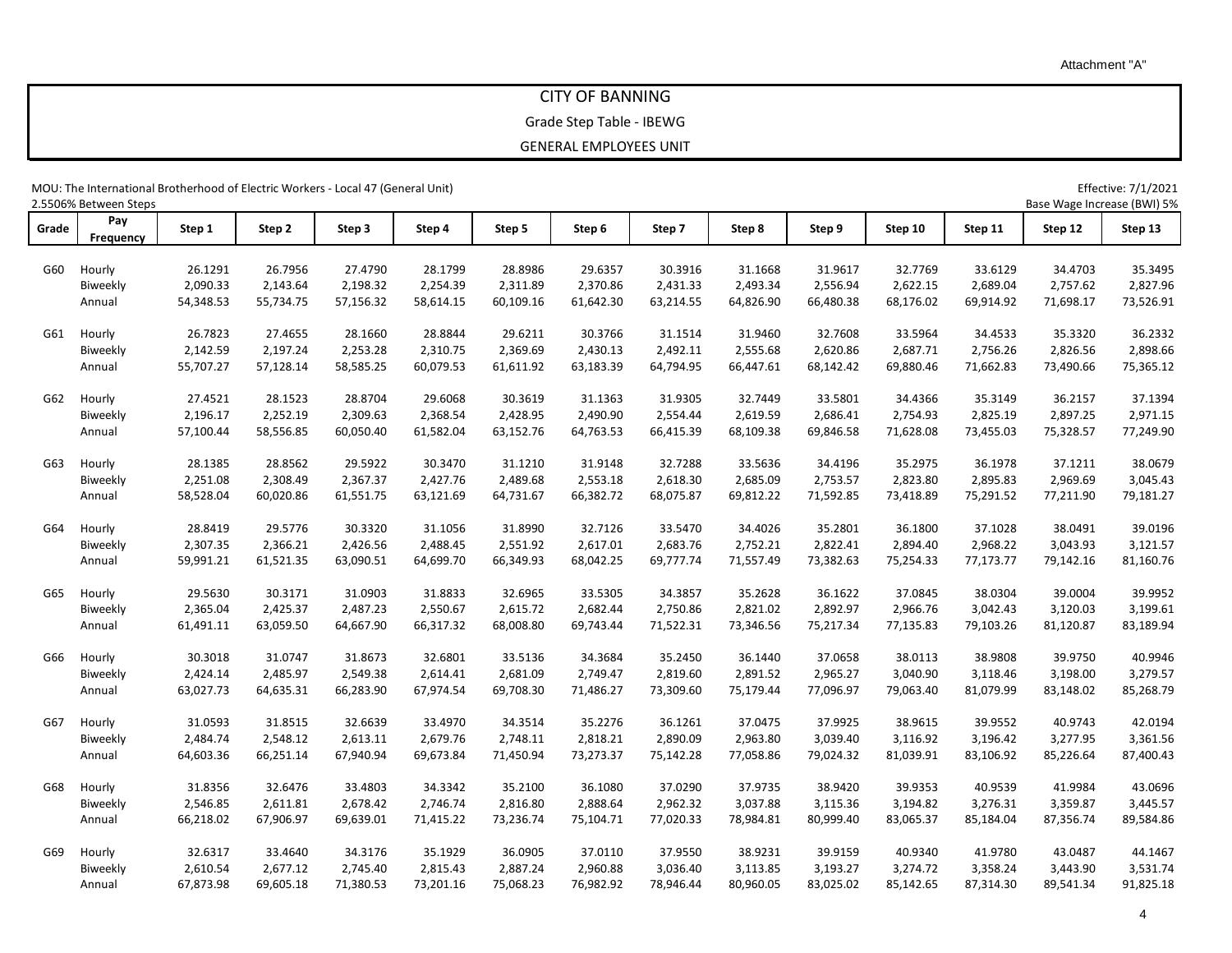Attachment "A"

# CITY OF BANNING

## Grade Step Table - IBEWG

### GENERAL EMPLOYEES UNIT

MOU: The International Brotherhood of Electric Workers - Local 47 (General Unit)

Effective: 7/1/2021

2.5506% Between Steps

Base Wage Increase (BWI) 5%

| Grade | Pay Frequency | Step 1 | Step 2 | Step 3 | Step 4 | Step 5 | Step 6 | Step 7 | Step 8 | Step 9 | Step 10 | Step 11 | Step 12 | Step 13 |
|---|---|---|---|---|---|---|---|---|---|---|---|---|---|---|
| G60 | Hourly | 26.1291 | 26.7956 | 27.4790 | 28.1799 | 28.8986 | 29.6357 | 30.3916 | 31.1668 | 31.9617 | 32.7769 | 33.6129 | 34.4703 | 35.3495 |
| | Biweekly | 2,090.33 | 2,143.64 | 2,198.32 | 2,254.39 | 2,311.89 | 2,370.86 | 2,431.33 | 2,493.34 | 2,556.94 | 2,622.15 | 2,689.04 | 2,757.62 | 2,827.96 |
| | Annual | 54,348.53 | 55,734.75 | 57,156.32 | 58,614.15 | 60,109.16 | 61,642.30 | 63,214.55 | 64,826.90 | 66,480.38 | 68,176.02 | 69,914.92 | 71,698.17 | 73,526.91 |
| G61 | Hourly | 26.7823 | 27.4655 | 28.1660 | 28.8844 | 29.6211 | 30.3766 | 31.1514 | 31.9460 | 32.7608 | 33.5964 | 34.4533 | 35.3320 | 36.2332 |
| | Biweekly | 2,142.59 | 2,197.24 | 2,253.28 | 2,310.75 | 2,369.69 | 2,430.13 | 2,492.11 | 2,555.68 | 2,620.86 | 2,687.71 | 2,756.26 | 2,826.56 | 2,898.66 |
| | Annual | 55,707.27 | 57,128.14 | 58,585.25 | 60,079.53 | 61,611.92 | 63,183.39 | 64,794.95 | 66,447.61 | 68,142.42 | 69,880.46 | 71,662.83 | 73,490.66 | 75,365.12 |
| G62 | Hourly | 27.4521 | 28.1523 | 28.8704 | 29.6068 | 30.3619 | 31.1363 | 31.9305 | 32.7449 | 33.5801 | 34.4366 | 35.3149 | 36.2157 | 37.1394 |
| | Biweekly | 2,196.17 | 2,252.19 | 2,309.63 | 2,368.54 | 2,428.95 | 2,490.90 | 2,554.44 | 2,619.59 | 2,686.41 | 2,754.93 | 2,825.19 | 2,897.25 | 2,971.15 |
| | Annual | 57,100.44 | 58,556.85 | 60,050.40 | 61,582.04 | 63,152.76 | 64,763.53 | 66,415.39 | 68,109.38 | 69,846.58 | 71,628.08 | 73,455.03 | 75,328.57 | 77,249.90 |
| G63 | Hourly | 28.1385 | 28.8562 | 29.5922 | 30.3470 | 31.1210 | 31.9148 | 32.7288 | 33.5636 | 34.4196 | 35.2975 | 36.1978 | 37.1211 | 38.0679 |
| | Biweekly | 2,251.08 | 2,308.49 | 2,367.37 | 2,427.76 | 2,489.68 | 2,553.18 | 2,618.30 | 2,685.09 | 2,753.57 | 2,823.80 | 2,895.83 | 2,969.69 | 3,045.43 |
| | Annual | 58,528.04 | 60,020.86 | 61,551.75 | 63,121.69 | 64,731.67 | 66,382.72 | 68,075.87 | 69,812.22 | 71,592.85 | 73,418.89 | 75,291.52 | 77,211.90 | 79,181.27 |
| G64 | Hourly | 28.8419 | 29.5776 | 30.3320 | 31.1056 | 31.8990 | 32.7126 | 33.5470 | 34.4026 | 35.2801 | 36.1800 | 37.1028 | 38.0491 | 39.0196 |
| | Biweekly | 2,307.35 | 2,366.21 | 2,426.56 | 2,488.45 | 2,551.92 | 2,617.01 | 2,683.76 | 2,752.21 | 2,822.41 | 2,894.40 | 2,968.22 | 3,043.93 | 3,121.57 |
| | Annual | 59,991.21 | 61,521.35 | 63,090.51 | 64,699.70 | 66,349.93 | 68,042.25 | 69,777.74 | 71,557.49 | 73,382.63 | 75,254.33 | 77,173.77 | 79,142.16 | 81,160.76 |
| G65 | Hourly | 29.5630 | 30.3171 | 31.0903 | 31.8833 | 32.6965 | 33.5305 | 34.3857 | 35.2628 | 36.1622 | 37.0845 | 38.0304 | 39.0004 | 39.9952 |
| | Biweekly | 2,365.04 | 2,425.37 | 2,487.23 | 2,550.67 | 2,615.72 | 2,682.44 | 2,750.86 | 2,821.02 | 2,892.97 | 2,966.76 | 3,042.43 | 3,120.03 | 3,199.61 |
| | Annual | 61,491.11 | 63,059.50 | 64,667.90 | 66,317.32 | 68,008.80 | 69,743.44 | 71,522.31 | 73,346.56 | 75,217.34 | 77,135.83 | 79,103.26 | 81,120.87 | 83,189.94 |
| G66 | Hourly | 30.3018 | 31.0747 | 31.8673 | 32.6801 | 33.5136 | 34.3684 | 35.2450 | 36.1440 | 37.0658 | 38.0113 | 38.9808 | 39.9750 | 40.9946 |
| | Biweekly | 2,424.14 | 2,485.97 | 2,549.38 | 2,614.41 | 2,681.09 | 2,749.47 | 2,819.60 | 2,891.52 | 2,965.27 | 3,040.90 | 3,118.46 | 3,198.00 | 3,279.57 |
| | Annual | 63,027.73 | 64,635.31 | 66,283.90 | 67,974.54 | 69,708.30 | 71,486.27 | 73,309.60 | 75,179.44 | 77,096.97 | 79,063.40 | 81,079.99 | 83,148.02 | 85,268.79 |
| G67 | Hourly | 31.0593 | 31.8515 | 32.6639 | 33.4970 | 34.3514 | 35.2276 | 36.1261 | 37.0475 | 37.9925 | 38.9615 | 39.9552 | 40.9743 | 42.0194 |
| | Biweekly | 2,484.74 | 2,548.12 | 2,613.11 | 2,679.76 | 2,748.11 | 2,818.21 | 2,890.09 | 2,963.80 | 3,039.40 | 3,116.92 | 3,196.42 | 3,277.95 | 3,361.56 |
| | Annual | 64,603.36 | 66,251.14 | 67,940.94 | 69,673.84 | 71,450.94 | 73,273.37 | 75,142.28 | 77,058.86 | 79,024.32 | 81,039.91 | 83,106.92 | 85,226.64 | 87,400.43 |
| G68 | Hourly | 31.8356 | 32.6476 | 33.4803 | 34.3342 | 35.2100 | 36.1080 | 37.0290 | 37.9735 | 38.9420 | 39.9353 | 40.9539 | 41.9984 | 43.0696 |
| | Biweekly | 2,546.85 | 2,611.81 | 2,678.42 | 2,746.74 | 2,816.80 | 2,888.64 | 2,962.32 | 3,037.88 | 3,115.36 | 3,194.82 | 3,276.31 | 3,359.87 | 3,445.57 |
| | Annual | 66,218.02 | 67,906.97 | 69,639.01 | 71,415.22 | 73,236.74 | 75,104.71 | 77,020.33 | 78,984.81 | 80,999.40 | 83,065.37 | 85,184.04 | 87,356.74 | 89,584.86 |
| G69 | Hourly | 32.6317 | 33.4640 | 34.3176 | 35.1929 | 36.0905 | 37.0110 | 37.9550 | 38.9231 | 39.9159 | 40.9340 | 41.9780 | 43.0487 | 44.1467 |
| | Biweekly | 2,610.54 | 2,677.12 | 2,745.40 | 2,815.43 | 2,887.24 | 2,960.88 | 3,036.40 | 3,113.85 | 3,193.27 | 3,274.72 | 3,358.24 | 3,443.90 | 3,531.74 |
| | Annual | 67,873.98 | 69,605.18 | 71,380.53 | 73,201.16 | 75,068.23 | 76,982.92 | 78,946.44 | 80,960.05 | 83,025.02 | 85,142.65 | 87,314.30 | 89,541.34 | 91,825.18 |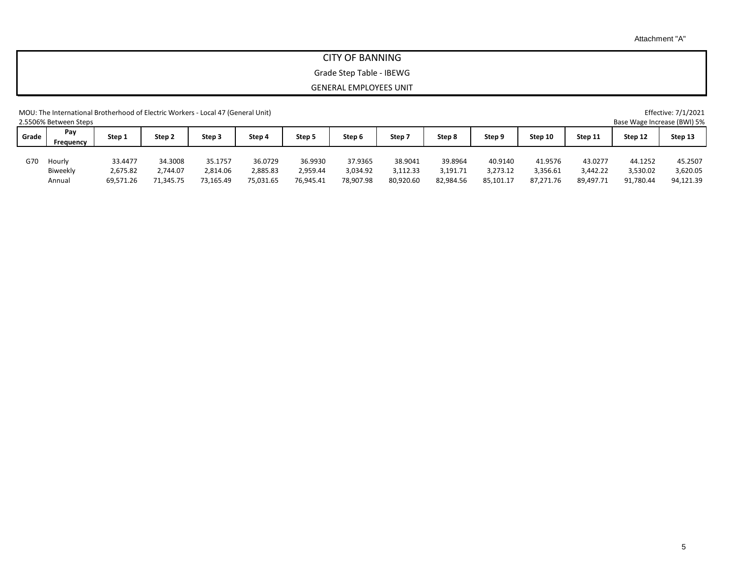Attachment "A"

# CITY OF BANNING

## Grade Step Table - IBEWG

## GENERAL EMPLOYEES UNIT

MOU: The International Brotherhood of Electric Workers - Local 47 (General Unit)

Effective: 7/1/2021

2.5506% Between Steps

Base Wage Increase (BWI) 5%

| Grade | Pay Frequency | Step 1 | Step 2 | Step 3 | Step 4 | Step 5 | Step 6 | Step 7 | Step 8 | Step 9 | Step 10 | Step 11 | Step 12 | Step 13 |
|---|---|---|---|---|---|---|---|---|---|---|---|---|---|---|
| G70 | Hourly | 33.4477 | 34.3008 | 35.1757 | 36.0729 | 36.9930 | 37.9365 | 38.9041 | 39.8964 | 40.9140 | 41.9576 | 43.0277 | 44.1252 | 45.2507 |
| | Biweekly | 2,675.82 | 2,744.07 | 2,814.06 | 2,885.83 | 2,959.44 | 3,034.92 | 3,112.33 | 3,191.71 | 3,273.12 | 3,356.61 | 3,442.22 | 3,530.02 | 3,620.05 |
| | Annual | 69,571.26 | 71,345.75 | 73,165.49 | 75,031.65 | 76,945.41 | 78,907.98 | 80,920.60 | 82,984.56 | 85,101.17 | 87,271.76 | 89,497.71 | 91,780.44 | 94,121.39 |